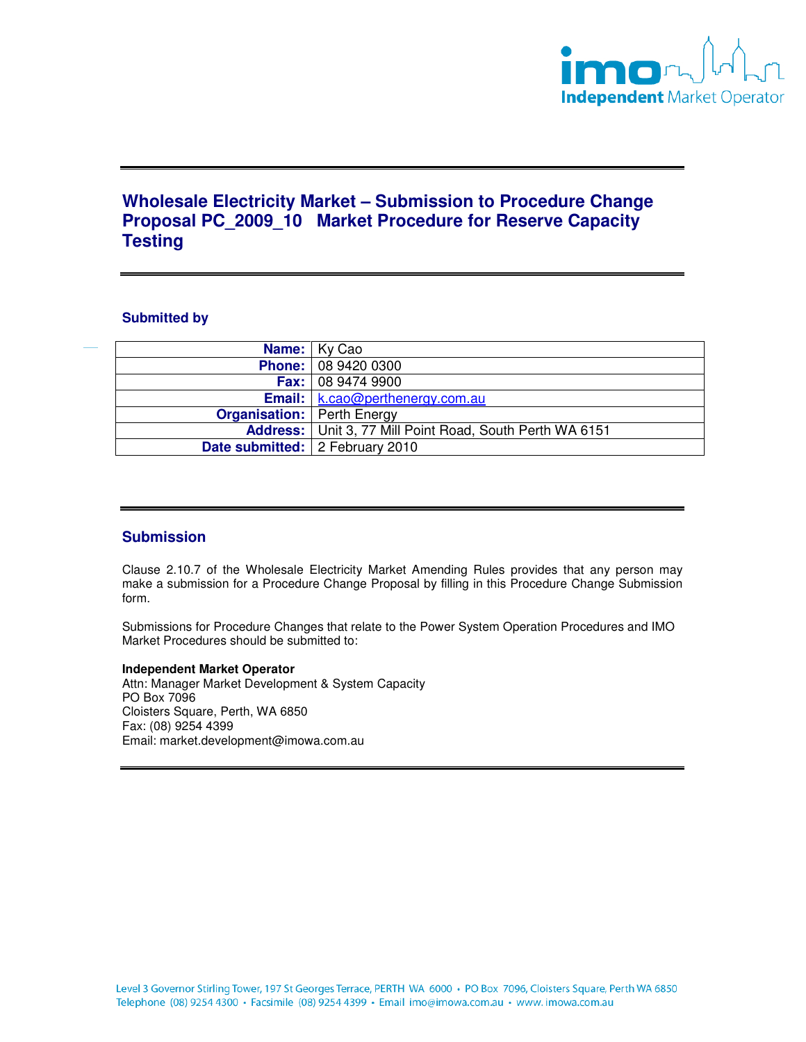# Wholesale Electricity Market – Submission to Procedure Change Proposal PC_2009_10 Market Procedure for Reserve Capacity Testing

## Submitted by

| | |
|---|---|
| **Name:** | Ky Cao |
| **Phone:** | 08 9420 0300 |
| **Fax:** | 08 9474 9900 |
| **Email:** | k.cao@perthenergy.com.au |
| **Organisation:** | Perth Energy |
| **Address:** | Unit 3, 77 Mill Point Road, South Perth WA 6151 |
| **Date submitted:** | 2 February 2010 |

## Submission

Clause 2.10.7 of the Wholesale Electricity Market Amending Rules provides that any person may make a submission for a Procedure Change Proposal by filling in this Procedure Change Submission form.

Submissions for Procedure Changes that relate to the Power System Operation Procedures and IMO Market Procedures should be submitted to:

**Independent Market Operator**
Attn: Manager Market Development & System Capacity
PO Box 7096
Cloisters Square, Perth, WA 6850
Fax: (08) 9254 4399
Email: market.development@imowa.com.au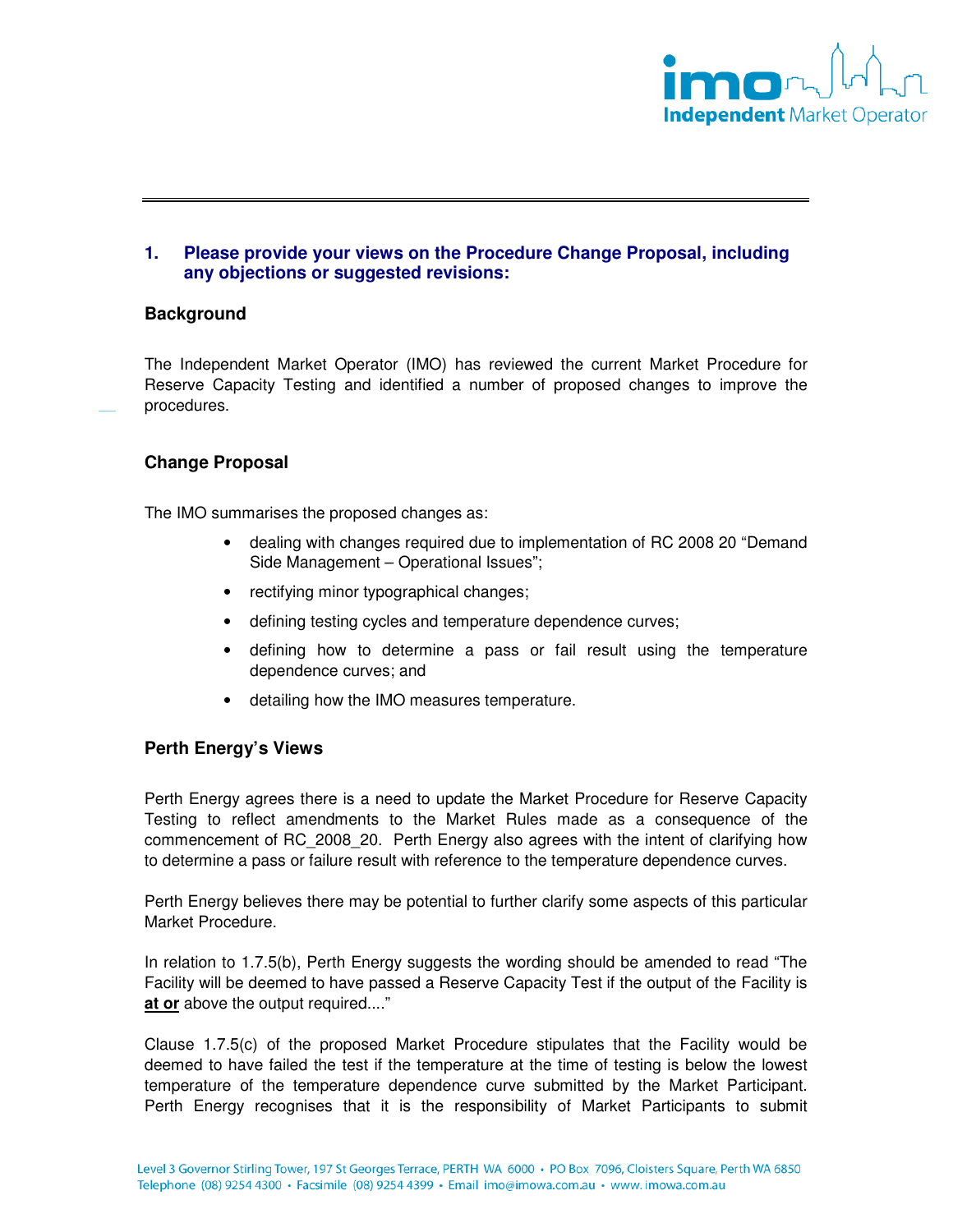## 1. Please provide your views on the Procedure Change Proposal, including any objections or suggested revisions:

### Background

The Independent Market Operator (IMO) has reviewed the current Market Procedure for Reserve Capacity Testing and identified a number of proposed changes to improve the procedures.

### Change Proposal

The IMO summarises the proposed changes as:

- dealing with changes required due to implementation of RC 2008 20 "Demand Side Management – Operational Issues";
- rectifying minor typographical changes;
- defining testing cycles and temperature dependence curves;
- defining how to determine a pass or fail result using the temperature dependence curves; and
- detailing how the IMO measures temperature.

### Perth Energy's Views

Perth Energy agrees there is a need to update the Market Procedure for Reserve Capacity Testing to reflect amendments to the Market Rules made as a consequence of the commencement of RC_2008_20. Perth Energy also agrees with the intent of clarifying how to determine a pass or failure result with reference to the temperature dependence curves.

Perth Energy believes there may be potential to further clarify some aspects of this particular Market Procedure.

In relation to 1.7.5(b), Perth Energy suggests the wording should be amended to read "The Facility will be deemed to have passed a Reserve Capacity Test if the output of the Facility is **at or** above the output required...."

Clause 1.7.5(c) of the proposed Market Procedure stipulates that the Facility would be deemed to have failed the test if the temperature at the time of testing is below the lowest temperature of the temperature dependence curve submitted by the Market Participant. Perth Energy recognises that it is the responsibility of Market Participants to submit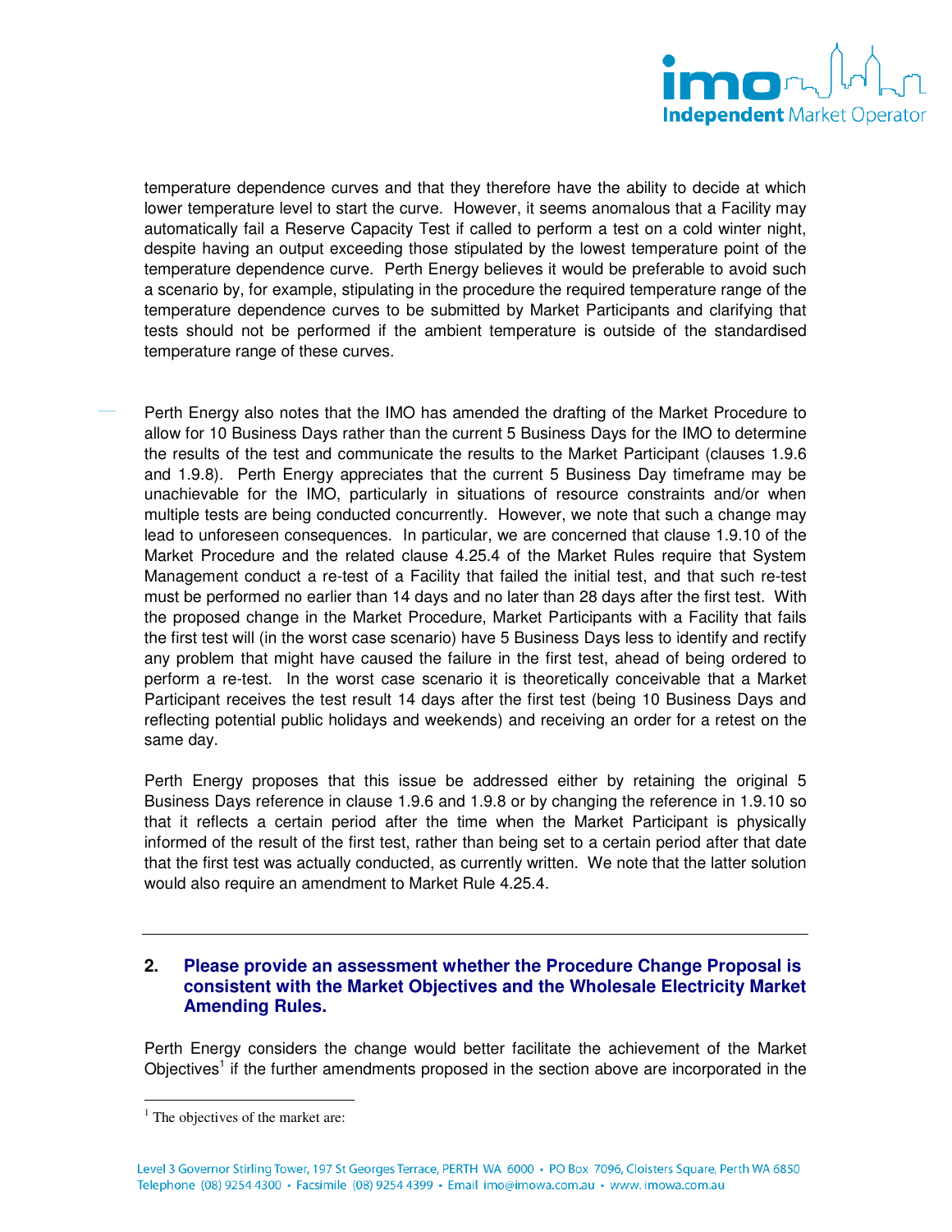temperature dependence curves and that they therefore have the ability to decide at which lower temperature level to start the curve. However, it seems anomalous that a Facility may automatically fail a Reserve Capacity Test if called to perform a test on a cold winter night, despite having an output exceeding those stipulated by the lowest temperature point of the temperature dependence curve. Perth Energy believes it would be preferable to avoid such a scenario by, for example, stipulating in the procedure the required temperature range of the temperature dependence curves to be submitted by Market Participants and clarifying that tests should not be performed if the ambient temperature is outside of the standardised temperature range of these curves.

Perth Energy also notes that the IMO has amended the drafting of the Market Procedure to allow for 10 Business Days rather than the current 5 Business Days for the IMO to determine the results of the test and communicate the results to the Market Participant (clauses 1.9.6 and 1.9.8). Perth Energy appreciates that the current 5 Business Day timeframe may be unachievable for the IMO, particularly in situations of resource constraints and/or when multiple tests are being conducted concurrently. However, we note that such a change may lead to unforeseen consequences. In particular, we are concerned that clause 1.9.10 of the Market Procedure and the related clause 4.25.4 of the Market Rules require that System Management conduct a re-test of a Facility that failed the initial test, and that such re-test must be performed no earlier than 14 days and no later than 28 days after the first test. With the proposed change in the Market Procedure, Market Participants with a Facility that fails the first test will (in the worst case scenario) have 5 Business Days less to identify and rectify any problem that might have caused the failure in the first test, ahead of being ordered to perform a re-test. In the worst case scenario it is theoretically conceivable that a Market Participant receives the test result 14 days after the first test (being 10 Business Days and reflecting potential public holidays and weekends) and receiving an order for a retest on the same day.

Perth Energy proposes that this issue be addressed either by retaining the original 5 Business Days reference in clause 1.9.6 and 1.9.8 or by changing the reference in 1.9.10 so that it reflects a certain period after the time when the Market Participant is physically informed of the result of the first test, rather than being set to a certain period after that date that the first test was actually conducted, as currently written. We note that the latter solution would also require an amendment to Market Rule 4.25.4.

---

## 2. Please provide an assessment whether the Procedure Change Proposal is consistent with the Market Objectives and the Wholesale Electricity Market Amending Rules.

Perth Energy considers the change would better facilitate the achievement of the Market Objectives[1] if the further amendments proposed in the section above are incorporated in the

[1] The objectives of the market are: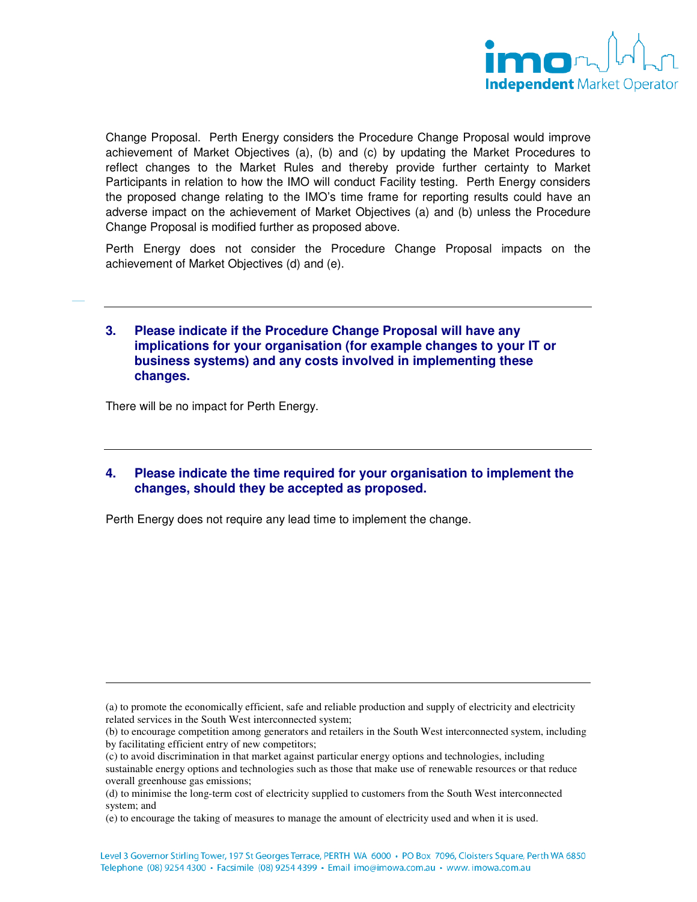Change Proposal. Perth Energy considers the Procedure Change Proposal would improve achievement of Market Objectives (a), (b) and (c) by updating the Market Procedures to reflect changes to the Market Rules and thereby provide further certainty to Market Participants in relation to how the IMO will conduct Facility testing. Perth Energy considers the proposed change relating to the IMO's time frame for reporting results could have an adverse impact on the achievement of Market Objectives (a) and (b) unless the Procedure Change Proposal is modified further as proposed above.

Perth Energy does not consider the Procedure Change Proposal impacts on the achievement of Market Objectives (d) and (e).

---

### 3. Please indicate if the Procedure Change Proposal will have any implications for your organisation (for example changes to your IT or business systems) and any costs involved in implementing these changes.

There will be no impact for Perth Energy.

---

### 4. Please indicate the time required for your organisation to implement the changes, should they be accepted as proposed.

Perth Energy does not require any lead time to implement the change.

---

(a) to promote the economically efficient, safe and reliable production and supply of electricity and electricity related services in the South West interconnected system;

(b) to encourage competition among generators and retailers in the South West interconnected system, including by facilitating efficient entry of new competitors;

(c) to avoid discrimination in that market against particular energy options and technologies, including sustainable energy options and technologies such as those that make use of renewable resources or that reduce overall greenhouse gas emissions;

(d) to minimise the long-term cost of electricity supplied to customers from the South West interconnected system; and

(e) to encourage the taking of measures to manage the amount of electricity used and when it is used.